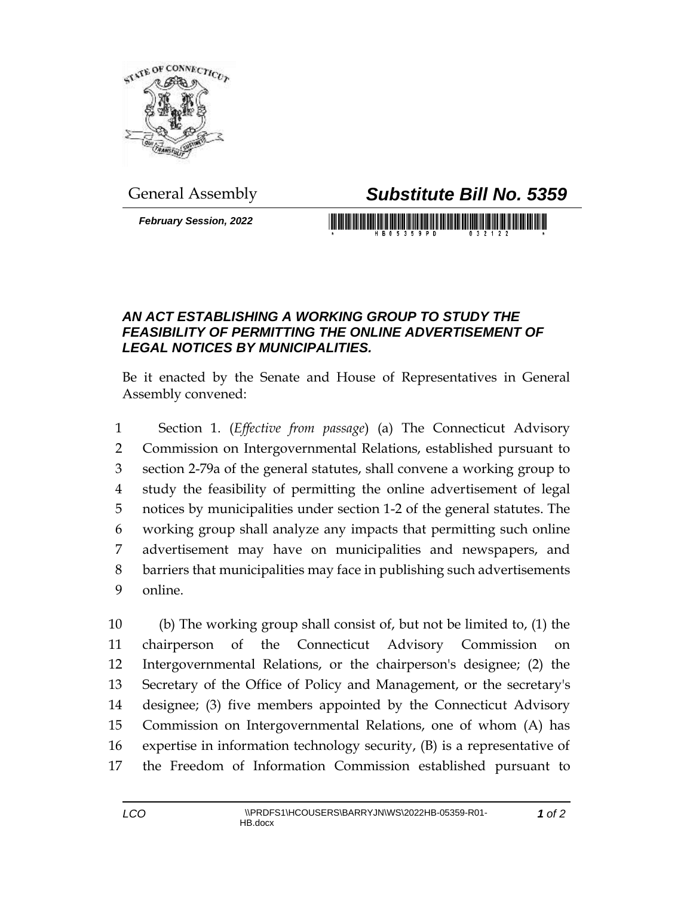General Assembly

# *Substitute Bill No. 5359*

***February Session, 2022***

### *AN ACT ESTABLISHING A WORKING GROUP TO STUDY THE FEASIBILITY OF PERMITTING THE ONLINE ADVERTISEMENT OF LEGAL NOTICES BY MUNICIPALITIES.*

Be it enacted by the Senate and House of Representatives in General Assembly convened:

Section 1. (*Effective from passage*) (a) The Connecticut Advisory Commission on Intergovernmental Relations, established pursuant to section 2-79a of the general statutes, shall convene a working group to study the feasibility of permitting the online advertisement of legal notices by municipalities under section 1-2 of the general statutes. The working group shall analyze any impacts that permitting such online advertisement may have on municipalities and newspapers, and barriers that municipalities may face in publishing such advertisements online.

(b) The working group shall consist of, but not be limited to, (1) the chairperson of the Connecticut Advisory Commission on Intergovernmental Relations, or the chairperson's designee; (2) the Secretary of the Office of Policy and Management, or the secretary's designee; (3) five members appointed by the Connecticut Advisory Commission on Intergovernmental Relations, one of whom (A) has expertise in information technology security, (B) is a representative of the Freedom of Information Commission established pursuant to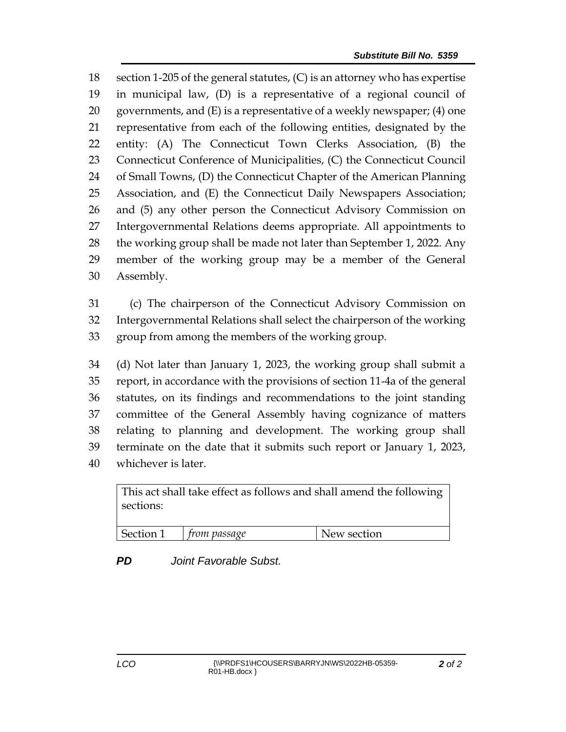section 1-205 of the general statutes, (C) is an attorney who has expertise in municipal law, (D) is a representative of a regional council of governments, and (E) is a representative of a weekly newspaper; (4) one representative from each of the following entities, designated by the entity: (A) The Connecticut Town Clerks Association, (B) the Connecticut Conference of Municipalities, (C) the Connecticut Council of Small Towns, (D) the Connecticut Chapter of the American Planning Association, and (E) the Connecticut Daily Newspapers Association; and (5) any other person the Connecticut Advisory Commission on Intergovernmental Relations deems appropriate. All appointments to the working group shall be made not later than September 1, 2022. Any member of the working group may be a member of the General Assembly.

(c) The chairperson of the Connecticut Advisory Commission on Intergovernmental Relations shall select the chairperson of the working group from among the members of the working group.

(d) Not later than January 1, 2023, the working group shall submit a report, in accordance with the provisions of section 11-4a of the general statutes, on its findings and recommendations to the joint standing committee of the General Assembly having cognizance of matters relating to planning and development. The working group shall terminate on the date that it submits such report or January 1, 2023, whichever is later.

| This act shall take effect as follows and shall amend the following sections: | | |
|---|---|---|
| Section 1 | *from passage* | New section |

***PD*** *Joint Favorable Subst.*